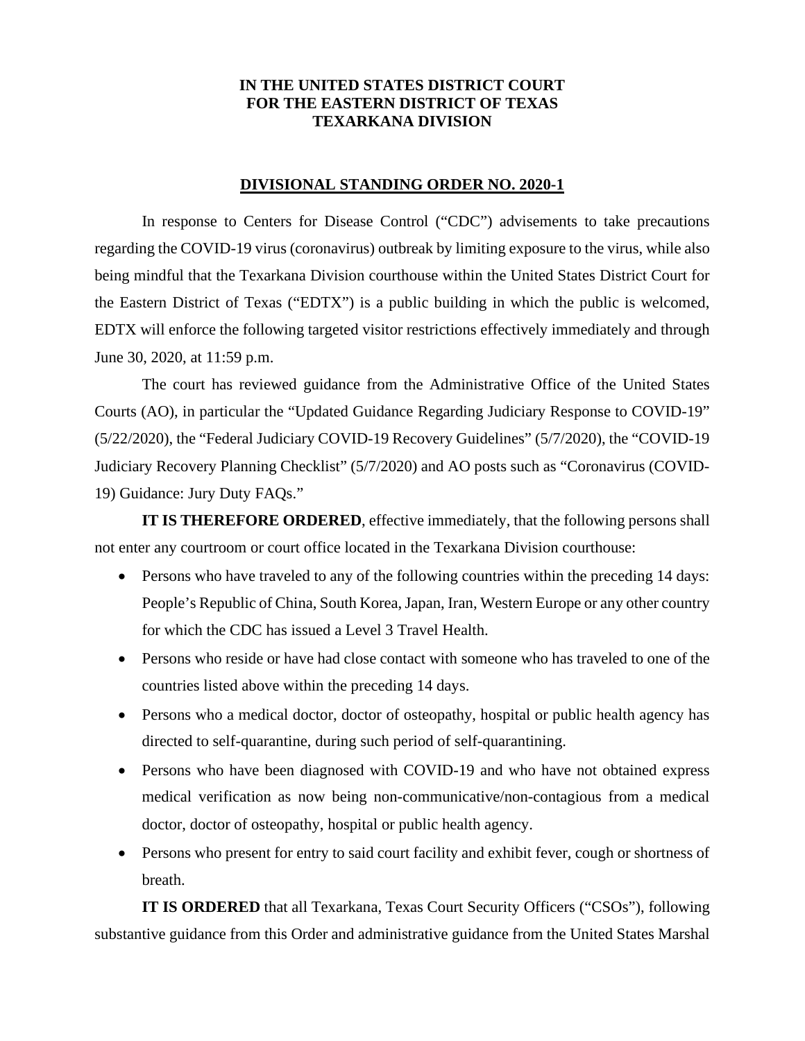**IN THE UNITED STATES DISTRICT COURT**
**FOR THE EASTERN DISTRICT OF TEXAS**
**TEXARKANA DIVISION**

**DIVISIONAL STANDING ORDER NO. 2020-1**

In response to Centers for Disease Control ("CDC") advisements to take precautions regarding the COVID-19 virus (coronavirus) outbreak by limiting exposure to the virus, while also being mindful that the Texarkana Division courthouse within the United States District Court for the Eastern District of Texas ("EDTX") is a public building in which the public is welcomed, EDTX will enforce the following targeted visitor restrictions effectively immediately and through June 30, 2020, at 11:59 p.m.

The court has reviewed guidance from the Administrative Office of the United States Courts (AO), in particular the "Updated Guidance Regarding Judiciary Response to COVID-19" (5/22/2020), the "Federal Judiciary COVID-19 Recovery Guidelines" (5/7/2020), the "COVID-19 Judiciary Recovery Planning Checklist" (5/7/2020) and AO posts such as "Coronavirus (COVID-19) Guidance: Jury Duty FAQs."

**IT IS THEREFORE ORDERED**, effective immediately, that the following persons shall not enter any courtroom or court office located in the Texarkana Division courthouse:

- Persons who have traveled to any of the following countries within the preceding 14 days: People's Republic of China, South Korea, Japan, Iran, Western Europe or any other country for which the CDC has issued a Level 3 Travel Health.
- Persons who reside or have had close contact with someone who has traveled to one of the countries listed above within the preceding 14 days.
- Persons who a medical doctor, doctor of osteopathy, hospital or public health agency has directed to self-quarantine, during such period of self-quarantining.
- Persons who have been diagnosed with COVID-19 and who have not obtained express medical verification as now being non-communicative/non-contagious from a medical doctor, doctor of osteopathy, hospital or public health agency.
- Persons who present for entry to said court facility and exhibit fever, cough or shortness of breath.

**IT IS ORDERED** that all Texarkana, Texas Court Security Officers ("CSOs"), following substantive guidance from this Order and administrative guidance from the United States Marshal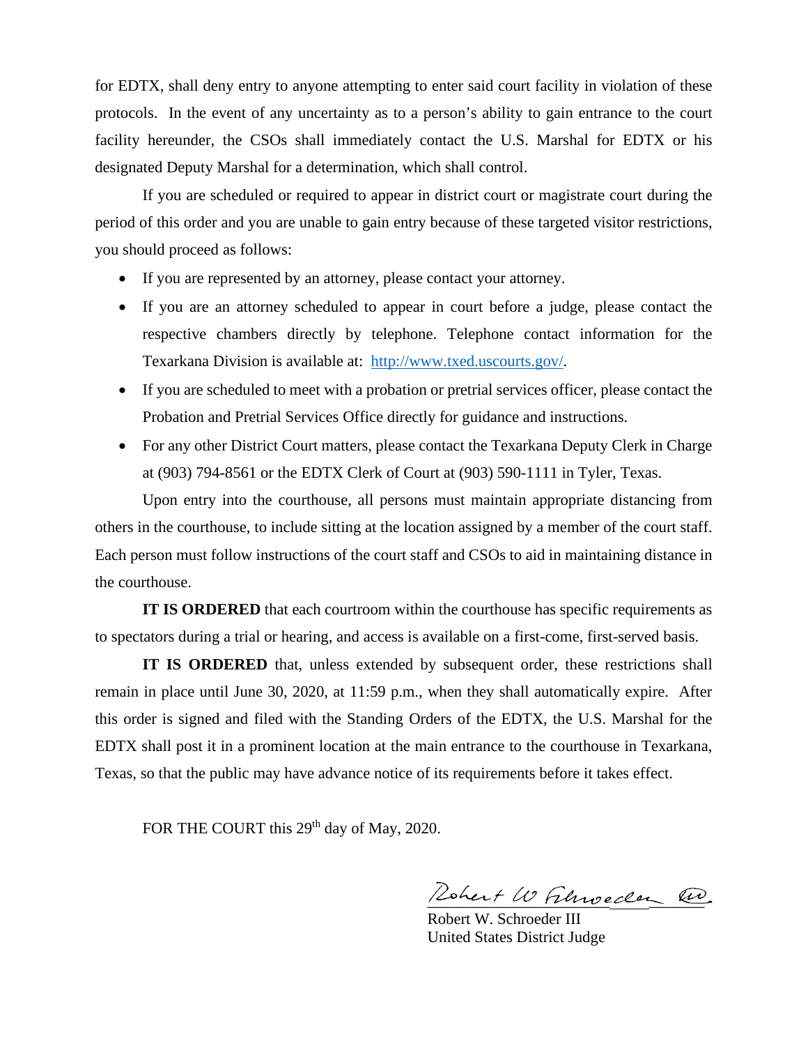for EDTX, shall deny entry to anyone attempting to enter said court facility in violation of these protocols. In the event of any uncertainty as to a person's ability to gain entrance to the court facility hereunder, the CSOs shall immediately contact the U.S. Marshal for EDTX or his designated Deputy Marshal for a determination, which shall control.

If you are scheduled or required to appear in district court or magistrate court during the period of this order and you are unable to gain entry because of these targeted visitor restrictions, you should proceed as follows:

- If you are represented by an attorney, please contact your attorney.
- If you are an attorney scheduled to appear in court before a judge, please contact the respective chambers directly by telephone. Telephone contact information for the Texarkana Division is available at: [http://www.txed.uscourts.gov/](http://www.txed.uscourts.gov/).
- If you are scheduled to meet with a probation or pretrial services officer, please contact the Probation and Pretrial Services Office directly for guidance and instructions.
- For any other District Court matters, please contact the Texarkana Deputy Clerk in Charge at (903) 794-8561 or the EDTX Clerk of Court at (903) 590-1111 in Tyler, Texas.

Upon entry into the courthouse, all persons must maintain appropriate distancing from others in the courthouse, to include sitting at the location assigned by a member of the court staff. Each person must follow instructions of the court staff and CSOs to aid in maintaining distance in the courthouse.

**IT IS ORDERED** that each courtroom within the courthouse has specific requirements as to spectators during a trial or hearing, and access is available on a first-come, first-served basis.

**IT IS ORDERED** that, unless extended by subsequent order, these restrictions shall remain in place until June 30, 2020, at 11:59 p.m., when they shall automatically expire. After this order is signed and filed with the Standing Orders of the EDTX, the U.S. Marshal for the EDTX shall post it in a prominent location at the main entrance to the courthouse in Texarkana, Texas, so that the public may have advance notice of its requirements before it takes effect.

FOR THE COURT this 29th day of May, 2020.

Robert W. Schroeder III
United States District Judge